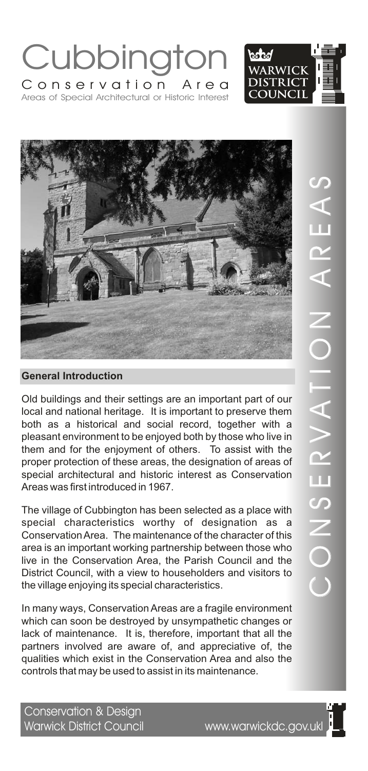# Cubbington

## Conservation Area

Areas of Special Architectural or Historic Interest

WARWICK DISTRICT COUNCIL

CONSERVATION AREAS

### General Introduction

Old buildings and their settings are an important part of our local and national heritage. It is important to preserve them both as a historical and social record, together with a pleasant environment to be enjoyed both by those who live in them and for the enjoyment of others. To assist with the proper protection of these areas, the designation of areas of special architectural and historic interest as Conservation Areas was first introduced in 1967.

The village of Cubbington has been selected as a place with special characteristics worthy of designation as a Conservation Area. The maintenance of the character of this area is an important working partnership between those who live in the Conservation Area, the Parish Council and the District Council, with a view to householders and visitors to the village enjoying its special characteristics.

In many ways, Conservation Areas are a fragile environment which can soon be destroyed by unsympathetic changes or lack of maintenance. It is, therefore, important that all the partners involved are aware of, and appreciative of, the qualities which exist in the Conservation Area and also the controls that may be used to assist in its maintenance.

Conservation & Design
Warwick District Council www.warwickdc.gov.uk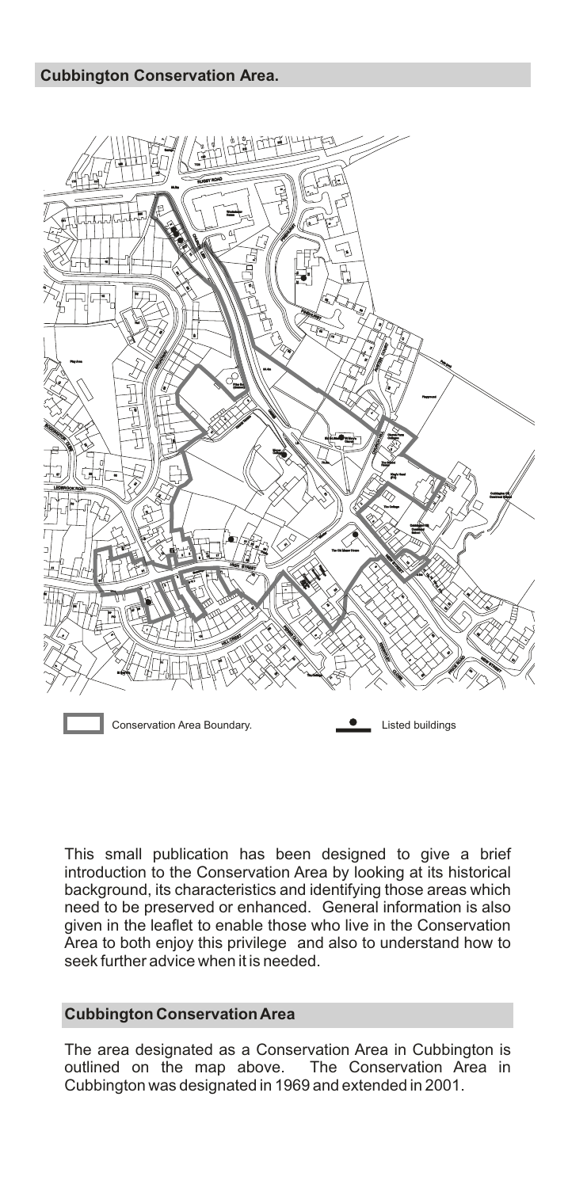## Cubbington Conservation Area.

Conservation Area Boundary. Listed buildings

This small publication has been designed to give a brief introduction to the Conservation Area by looking at its historical background, its characteristics and identifying those areas which need to be preserved or enhanced. General information is also given in the leaflet to enable those who live in the Conservation Area to both enjoy this privilege and also to understand how to seek further advice when it is needed.

## Cubbington Conservation Area

The area designated as a Conservation Area in Cubbington is outlined on the map above. The Conservation Area in Cubbington was designated in 1969 and extended in 2001.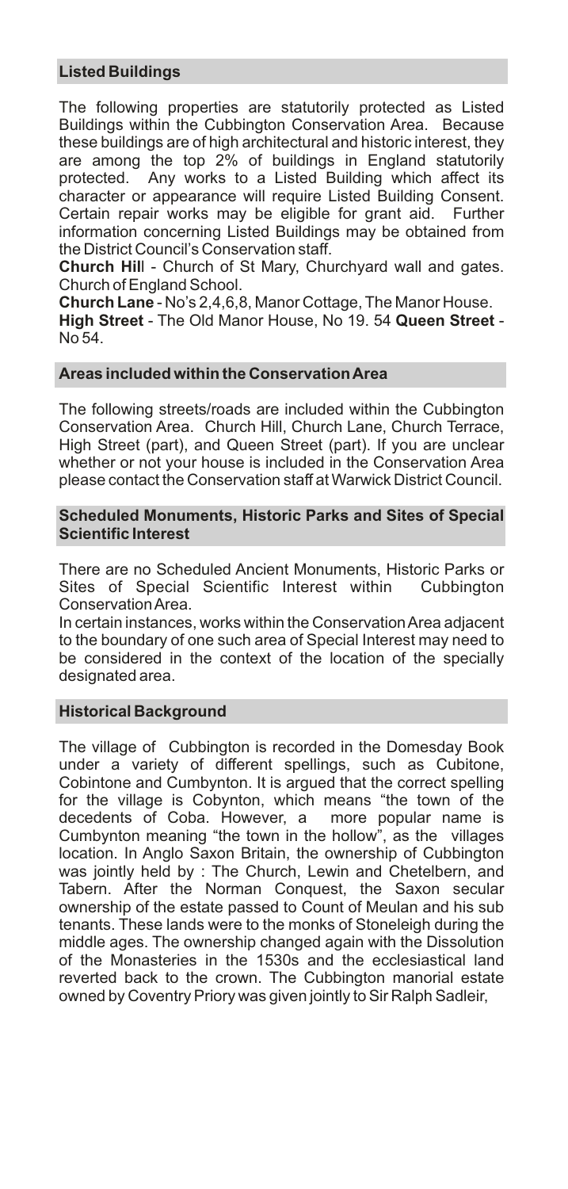## Listed Buildings

The following properties are statutorily protected as Listed Buildings within the Cubbington Conservation Area. Because these buildings are of high architectural and historic interest, they are among the top 2% of buildings in England statutorily protected. Any works to a Listed Building which affect its character or appearance will require Listed Building Consent. Certain repair works may be eligible for grant aid. Further information concerning Listed Buildings may be obtained from the District Council's Conservation staff.

**Church Hill** - Church of St Mary, Churchyard wall and gates. Church of England School.

**Church Lane** - No's 2,4,6,8, Manor Cottage, The Manor House.

**High Street** - The Old Manor House, No 19. 54 **Queen Street** - No 54.

## Areas included within the Conservation Area

The following streets/roads are included within the Cubbington Conservation Area. Church Hill, Church Lane, Church Terrace, High Street (part), and Queen Street (part). If you are unclear whether or not your house is included in the Conservation Area please contact the Conservation staff at Warwick District Council.

## Scheduled Monuments, Historic Parks and Sites of Special Scientific Interest

There are no Scheduled Ancient Monuments, Historic Parks or Sites of Special Scientific Interest within Cubbington Conservation Area.

In certain instances, works within the Conservation Area adjacent to the boundary of one such area of Special Interest may need to be considered in the context of the location of the specially designated area.

## Historical Background

The village of Cubbington is recorded in the Domesday Book under a variety of different spellings, such as Cubitone, Cobintone and Cumbynton. It is argued that the correct spelling for the village is Cobynton, which means "the town of the decedents of Coba. However, a more popular name is Cumbynton meaning "the town in the hollow", as the villages location. In Anglo Saxon Britain, the ownership of Cubbington was jointly held by : The Church, Lewin and Chetelbern, and Tabern. After the Norman Conquest, the Saxon secular ownership of the estate passed to Count of Meulan and his sub tenants. These lands were to the monks of Stoneleigh during the middle ages. The ownership changed again with the Dissolution of the Monasteries in the 1530s and the ecclesiastical land reverted back to the crown. The Cubbington manorial estate owned by Coventry Priory was given jointly to Sir Ralph Sadleir,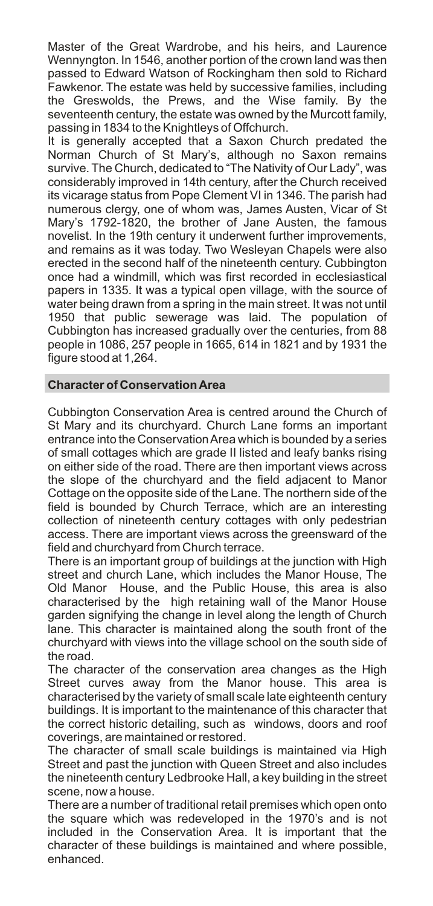Master of the Great Wardrobe, and his heirs, and Laurence Wennyngton. In 1546, another portion of the crown land was then passed to Edward Watson of Rockingham then sold to Richard Fawkenor. The estate was held by successive families, including the Greswolds, the Prews, and the Wise family. By the seventeenth century, the estate was owned by the Murcott family, passing in 1834 to the Knightleys of Offchurch.

It is generally accepted that a Saxon Church predated the Norman Church of St Mary's, although no Saxon remains survive. The Church, dedicated to "The Nativity of Our Lady", was considerably improved in 14th century, after the Church received its vicarage status from Pope Clement VI in 1346. The parish had numerous clergy, one of whom was, James Austen, Vicar of St Mary's 1792-1820, the brother of Jane Austen, the famous novelist. In the 19th century it underwent further improvements, and remains as it was today. Two Wesleyan Chapels were also erected in the second half of the nineteenth century. Cubbington once had a windmill, which was first recorded in ecclesiastical papers in 1335. It was a typical open village, with the source of water being drawn from a spring in the main street. It was not until 1950 that public sewerage was laid. The population of Cubbington has increased gradually over the centuries, from 88 people in 1086, 257 people in 1665, 614 in 1821 and by 1931 the figure stood at 1,264.

## Character of Conservation Area

Cubbington Conservation Area is centred around the Church of St Mary and its churchyard. Church Lane forms an important entrance into the Conservation Area which is bounded by a series of small cottages which are grade II listed and leafy banks rising on either side of the road. There are then important views across the slope of the churchyard and the field adjacent to Manor Cottage on the opposite side of the Lane. The northern side of the field is bounded by Church Terrace, which are an interesting collection of nineteenth century cottages with only pedestrian access. There are important views across the greensward of the field and churchyard from Church terrace.

There is an important group of buildings at the junction with High street and church Lane, which includes the Manor House, The Old Manor House, and the Public House, this area is also characterised by the high retaining wall of the Manor House garden signifying the change in level along the length of Church lane. This character is maintained along the south front of the churchyard with views into the village school on the south side of the road.

The character of the conservation area changes as the High Street curves away from the Manor house. This area is characterised by the variety of small scale late eighteenth century buildings. It is important to the maintenance of this character that the correct historic detailing, such as windows, doors and roof coverings, are maintained or restored.

The character of small scale buildings is maintained via High Street and past the junction with Queen Street and also includes the nineteenth century Ledbrooke Hall, a key building in the street scene, now a house.

There are a number of traditional retail premises which open onto the square which was redeveloped in the 1970's and is not included in the Conservation Area. It is important that the character of these buildings is maintained and where possible, enhanced.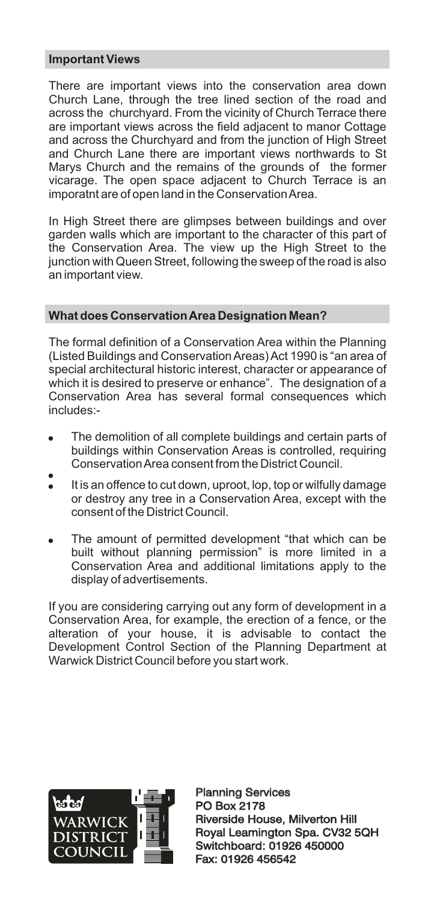## Important Views

There are important views into the conservation area down Church Lane, through the tree lined section of the road and across the churchyard. From the vicinity of Church Terrace there are important views across the field adjacent to manor Cottage and across the Churchyard and from the junction of High Street and Church Lane there are important views northwards to St Marys Church and the remains of the grounds of the former vicarage. The open space adjacent to Church Terrace is an imporatnt are of open land in the Conservation Area.

In High Street there are glimpses between buildings and over garden walls which are important to the character of this part of the Conservation Area. The view up the High Street to the junction with Queen Street, following the sweep of the road is also an important view.

## What does Conservation Area Designation Mean?

The formal definition of a Conservation Area within the Planning (Listed Buildings and Conservation Areas) Act 1990 is "an area of special architectural historic interest, character or appearance of which it is desired to preserve or enhance". The designation of a Conservation Area has several formal consequences which includes:-

- The demolition of all complete buildings and certain parts of buildings within Conservation Areas is controlled, requiring Conservation Area consent from the District Council.
- It is an offence to cut down, uproot, lop, top or wilfully damage or destroy any tree in a Conservation Area, except with the consent of the District Council.
- The amount of permitted development "that which can be built without planning permission" is more limited in a Conservation Area and additional limitations apply to the display of advertisements.

If you are considering carrying out any form of development in a Conservation Area, for example, the erection of a fence, or the alteration of your house, it is advisable to contact the Development Control Section of the Planning Department at Warwick District Council before you start work.

WARWICK DISTRICT COUNCIL

Planning Services
PO Box 2178
Riverside House, Milverton Hill
Royal Leamington Spa. CV32 5QH
Switchboard: 01926 450000
Fax: 01926 456542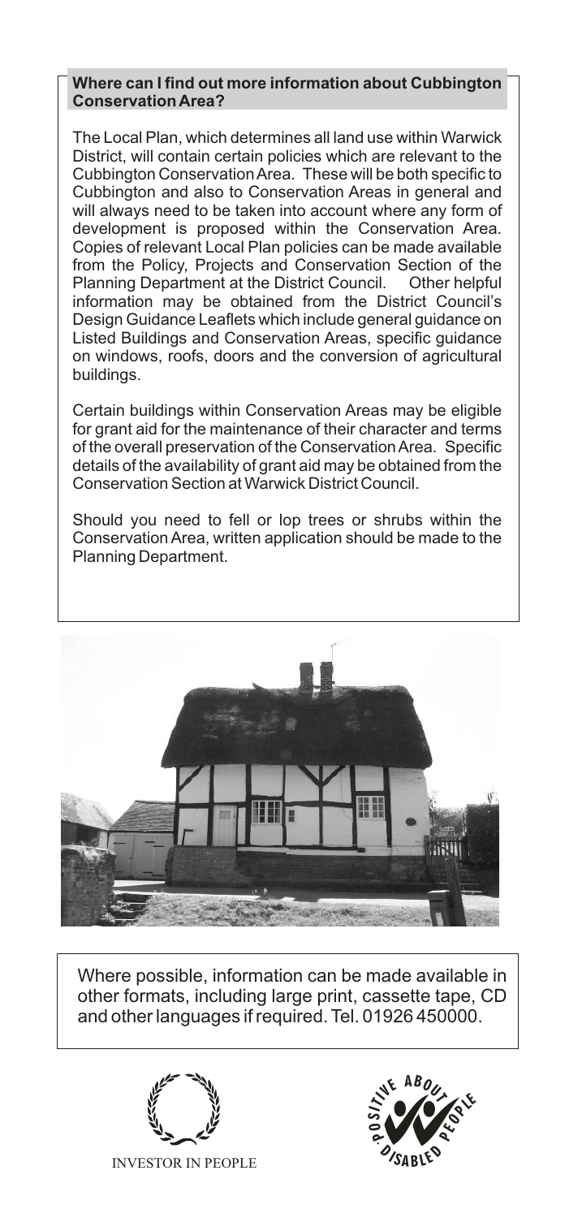## Where can I find out more information about Cubbington Conservation Area?

The Local Plan, which determines all land use within Warwick District, will contain certain policies which are relevant to the Cubbington Conservation Area. These will be both specific to Cubbington and also to Conservation Areas in general and will always need to be taken into account where any form of development is proposed within the Conservation Area. Copies of relevant Local Plan policies can be made available from the Policy, Projects and Conservation Section of the Planning Department at the District Council. Other helpful information may be obtained from the District Council's Design Guidance Leaflets which include general guidance on Listed Buildings and Conservation Areas, specific guidance on windows, roofs, doors and the conversion of agricultural buildings.

Certain buildings within Conservation Areas may be eligible for grant aid for the maintenance of their character and terms of the overall preservation of the Conservation Area. Specific details of the availability of grant aid may be obtained from the Conservation Section at Warwick District Council.

Should you need to fell or lop trees or shrubs within the Conservation Area, written application should be made to the Planning Department.

Where possible, information can be made available in other formats, including large print, cassette tape, CD and other languages if required. Tel. 01926 450000.

INVESTOR IN PEOPLE

POSITIVE ABOUT DISABLED PEOPLE